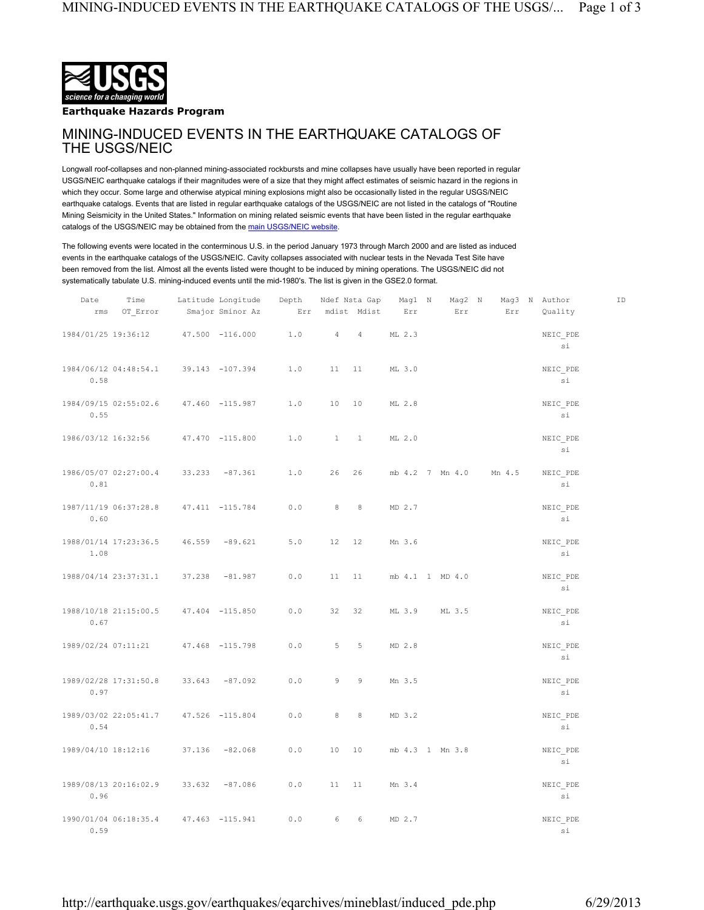**Earthquake Hazards Program**

# MINING-INDUCED EVENTS IN THE EARTHQUAKE CATALOGS OF THE USGS/NEIC

Longwall roof-collapses and non-planned mining-associated rockbursts and mine collapses have usually have been reported in regular USGS/NEIC earthquake catalogs if their magnitudes were of a size that they might affect estimates of seismic hazard in the regions in which they occur. Some large and otherwise atypical mining explosions might also be occasionally listed in the regular USGS/NEIC earthquake catalogs. Events that are listed in regular earthquake catalogs of the USGS/NEIC are not listed in the catalogs of "Routine Mining Seismicity in the United States." Information on mining related seismic events that have been listed in the regular earthquake catalogs of the USGS/NEIC may be obtained from the main USGS/NEIC website.

The following events were located in the conterminous U.S. in the period January 1973 through March 2000 and are listed as induced events in the earthquake catalogs of the USGS/NEIC. Cavity collapses associated with nuclear tests in the Nevada Test Site have been removed from the list. Almost all the events listed were thought to be induced by mining operations. The USGS/NEIC did not systematically tabulate U.S. mining-induced events until the mid-1980's. The list is given in the GSE2.0 format.

| Date / rms | Time / OT_Error | Latitude / Smajor | Longitude / Sminor Az | Depth / Err | Ndef / mdist | Nsta / Mdist | Gap | Mag1 / Err | N | Mag2 / Err | N | Mag3 / Err | N | Author / Quality | ID |
|---|---|---|---|---|---|---|---|---|---|---|---|---|---|---|---|
| 1984/01/25 | 19:36:12 | 47.500 | -116.000 | 1.0 | 4 | 4 | | ML 2.3 | | | | | | NEIC_PDE si | |
| 0.58 | 1984/06/12 04:48:54.1 | 39.143 | -107.394 | 1.0 | 11 | 11 | | ML 3.0 | | | | | | NEIC_PDE si | |
| 0.55 | 1984/09/15 02:55:02.6 | 47.460 | -115.987 | 1.0 | 10 | 10 | | ML 2.8 | | | | | | NEIC_PDE si | |
| 1986/03/12 | 16:32:56 | 47.470 | -115.800 | 1.0 | 1 | 1 | | ML 2.0 | | | | | | NEIC_PDE si | |
| 0.81 | 1986/05/07 02:27:00.4 | 33.233 | -87.361 | 1.0 | 26 | 26 | | mb 4.2 | 7 | Mn 4.0 | | Mn 4.5 | | NEIC_PDE si | |
| 0.60 | 1987/11/19 06:37:28.8 | 47.411 | -115.784 | 0.0 | 8 | 8 | | MD 2.7 | | | | | | NEIC_PDE si | |
| 1.08 | 1988/01/14 17:23:36.5 | 46.559 | -89.621 | 5.0 | 12 | 12 | | Mn 3.6 | | | | | | NEIC_PDE si | |
| 1988/04/14 | 23:37:31.1 | 37.238 | -81.987 | 0.0 | 11 | 11 | | mb 4.1 | 1 | MD 4.0 | | | | NEIC_PDE si | |
| 0.67 | 1988/10/18 21:15:00.5 | 47.404 | -115.850 | 0.0 | 32 | 32 | | ML 3.9 | | ML 3.5 | | | | NEIC_PDE si | |
| 1989/02/24 | 07:11:21 | 47.468 | -115.798 | 0.0 | 5 | 5 | | MD 2.8 | | | | | | NEIC_PDE si | |
| 0.97 | 1989/02/28 17:31:50.8 | 33.643 | -87.092 | 0.0 | 9 | 9 | | Mn 3.5 | | | | | | NEIC_PDE si | |
| 0.54 | 1989/03/02 22:05:41.7 | 47.526 | -115.804 | 0.0 | 8 | 8 | | MD 3.2 | | | | | | NEIC_PDE si | |
| 1989/04/10 | 18:12:16 | 37.136 | -82.068 | 0.0 | 10 | 10 | | mb 4.3 | 1 | Mn 3.8 | | | | NEIC_PDE si | |
| 0.96 | 1989/08/13 20:16:02.9 | 33.632 | -87.086 | 0.0 | 11 | 11 | | Mn 3.4 | | | | | | NEIC_PDE si | |
| 0.59 | 1990/01/04 06:18:35.4 | 47.463 | -115.941 | 0.0 | 6 | 6 | | MD 2.7 | | | | | | NEIC_PDE si | |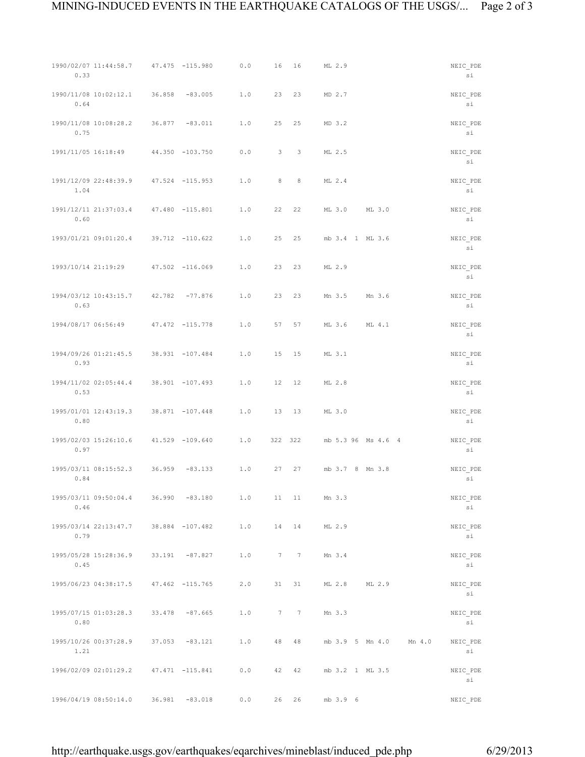```
1990/02/07 11:44:58.7    47.475  -115.980     0.0     16  16     ML 2.9                          NEIC_PDE
     0.33                                                                                           si

1990/11/08 10:02:12.1    36.858   -83.005     1.0     23  23     MD 2.7                          NEIC_PDE
     0.64                                                                                           si

1990/11/08 10:08:28.2    36.877   -83.011     1.0     25  25     MD 3.2                          NEIC_PDE
     0.75                                                                                           si

1991/11/05 16:18:49      44.350  -103.750     0.0      3   3     ML 2.5                          NEIC_PDE
                                                                                                    si

1991/12/09 22:48:39.9    47.524  -115.953     1.0      8   8     ML 2.4                          NEIC_PDE
     1.04                                                                                           si

1991/12/11 21:37:03.4    47.480  -115.801     1.0     22  22     ML 3.0     ML 3.0               NEIC_PDE
     0.60                                                                                           si

1993/01/21 09:01:20.4    39.712  -110.622     1.0     25  25     mb 3.4  1  ML 3.6               NEIC_PDE
                                                                                                    si

1993/10/14 21:19:29      47.502  -116.069     1.0     23  23     ML 2.9                          NEIC_PDE
                                                                                                    si

1994/03/12 10:43:15.7    42.782   -77.876     1.0     23  23     Mn 3.5     Mn 3.6               NEIC_PDE
     0.63                                                                                           si

1994/08/17 06:56:49      47.472  -115.778     1.0     57  57     ML 3.6     ML 4.1               NEIC_PDE
                                                                                                    si

1994/09/26 01:21:45.5    38.931  -107.484     1.0     15  15     ML 3.1                          NEIC_PDE
     0.93                                                                                           si

1994/11/02 02:05:44.4    38.901  -107.493     1.0     12  12     ML 2.8                          NEIC_PDE
     0.53                                                                                           si

1995/01/01 12:43:19.3    38.871  -107.448     1.0     13  13     ML 3.0                          NEIC_PDE
     0.80                                                                                           si

1995/02/03 15:26:10.6    41.529  -109.640     1.0    322 322     mb 5.3 96  Ms 4.6  4            NEIC_PDE
     0.97                                                                                           si

1995/03/11 08:15:52.3    36.959   -83.133     1.0     27  27     mb 3.7  8  Mn 3.8               NEIC_PDE
     0.84                                                                                           si

1995/03/11 09:50:04.4    36.990   -83.180     1.0     11  11     Mn 3.3                          NEIC_PDE
     0.46                                                                                           si

1995/03/14 22:13:47.7    38.884  -107.482     1.0     14  14     ML 2.9                          NEIC_PDE
     0.79                                                                                           si

1995/05/28 15:28:36.9    33.191   -87.827     1.0      7   7     Mn 3.4                          NEIC_PDE
     0.45                                                                                           si

1995/06/23 04:38:17.5    47.462  -115.765     2.0     31  31     ML 2.8     ML 2.9               NEIC_PDE
                                                                                                    si

1995/07/15 01:03:28.3    33.478   -87.665     1.0      7   7     Mn 3.3                          NEIC_PDE
     0.80                                                                                           si

1995/10/26 00:37:28.9    37.053   -83.121     1.0     48  48     mb 3.9  5  Mn 4.0     Mn 4.0    NEIC_PDE
     1.21                                                                                           si

1996/02/09 02:01:29.2    47.471  -115.841     0.0     42  42     mb 3.2  1  ML 3.5               NEIC_PDE
                                                                                                    si

1996/04/19 08:50:14.0    36.981   -83.018     0.0     26  26     mb 3.9  6                       NEIC_PDE
```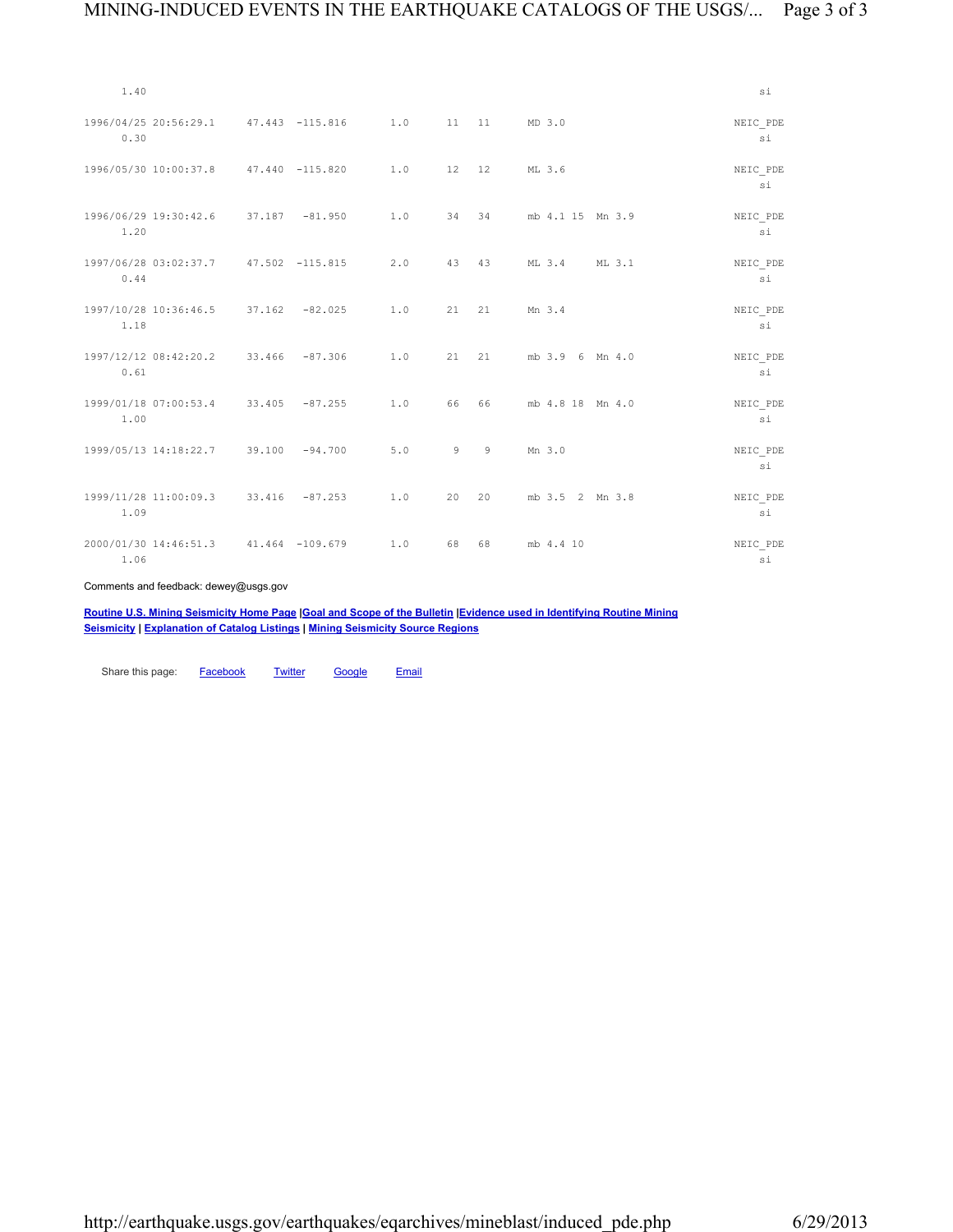```
     1.40                                                                                            si

1996/04/25 20:56:29.1    47.443  -115.816     1.0      11   11     MD 3.0                          NEIC_PDE
     0.30                                                                                            si

1996/05/30 10:00:37.8    47.440  -115.820     1.0      12   12     ML 3.6                          NEIC_PDE
                                                                                                     si

1996/06/29 19:30:42.6    37.187   -81.950     1.0      34   34     mb 4.1 15  Mn 3.9               NEIC_PDE
     1.20                                                                                            si

1997/06/28 03:02:37.7    47.502  -115.815     2.0      43   43     ML 3.4     ML 3.1               NEIC_PDE
     0.44                                                                                            si

1997/10/28 10:36:46.5    37.162   -82.025     1.0      21   21     Mn 3.4                          NEIC_PDE
     1.18                                                                                            si

1997/12/12 08:42:20.2    33.466   -87.306     1.0      21   21     mb 3.9  6  Mn 4.0               NEIC_PDE
     0.61                                                                                            si

1999/01/18 07:00:53.4    33.405   -87.255     1.0      66   66     mb 4.8 18  Mn 4.0               NEIC_PDE
     1.00                                                                                            si

1999/05/13 14:18:22.7    39.100   -94.700     5.0       9    9     Mn 3.0                          NEIC_PDE
                                                                                                     si

1999/11/28 11:00:09.3    33.416   -87.253     1.0      20   20     mb 3.5  2  Mn 3.8               NEIC_PDE
     1.09                                                                                            si

2000/01/30 14:46:51.3    41.464  -109.679     1.0      68   68     mb 4.4 10                       NEIC_PDE
     1.06                                                                                            si
```

Comments and feedback: dewey@usgs.gov

**Routine U.S. Mining Seismicity Home Page** | **Goal and Scope of the Bulletin** | **Evidence used in Identifying Routine Mining Seismicity** | **Explanation of Catalog Listings** | **Mining Seismicity Source Regions**

Share this page: Facebook Twitter Google Email